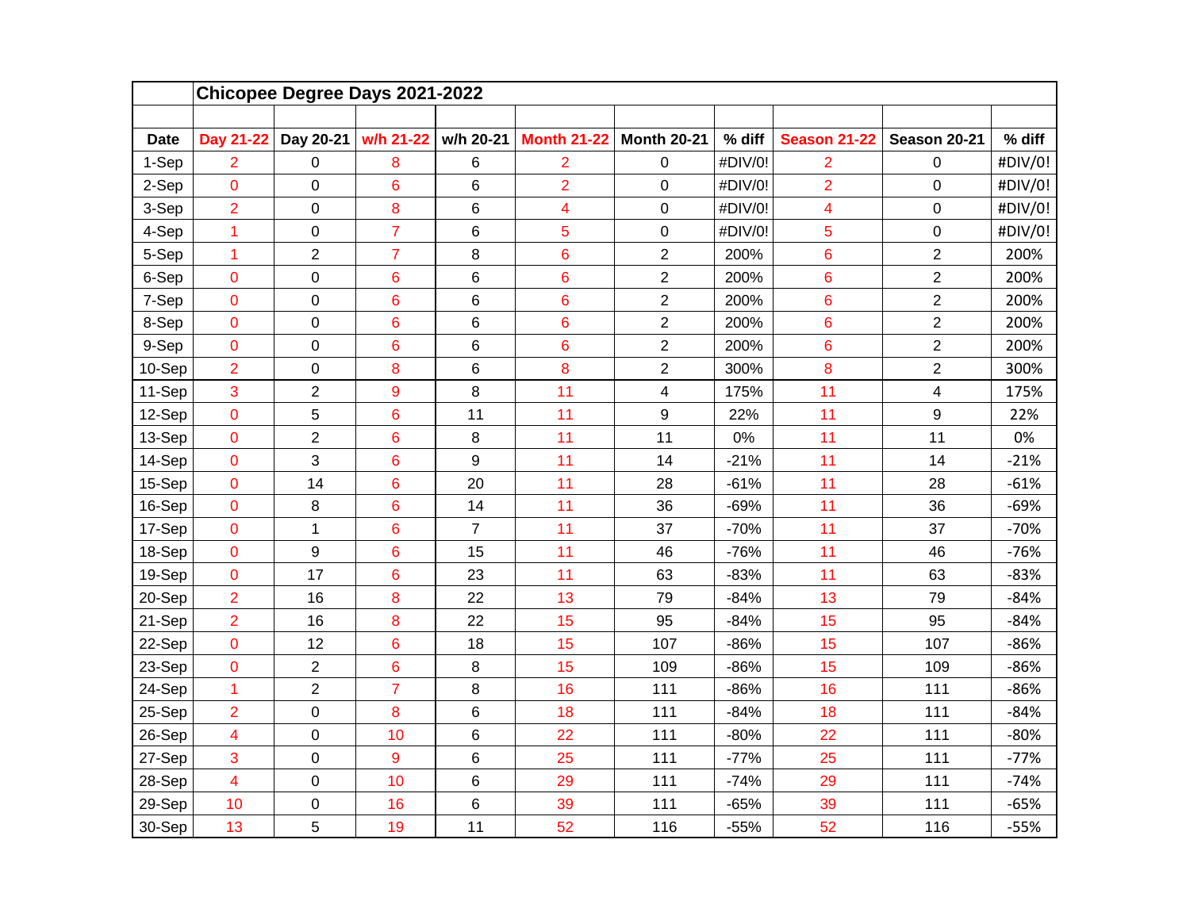| | Chicopee Degree Days 2021-2022 | | | | | | | | | |
|---|---|---|---|---|---|---|---|---|---|---|
| | | | | | | | | | | |
| Date | Day 21-22 | Day 20-21 | w/h 21-22 | w/h 20-21 | Month 21-22 | Month 20-21 | % diff | Season 21-22 | Season 20-21 | % diff |
| 1-Sep | 2 | 0 | 8 | 6 | 2 | 0 | #DIV/0! | 2 | 0 | #DIV/0! |
| 2-Sep | 0 | 0 | 6 | 6 | 2 | 0 | #DIV/0! | 2 | 0 | #DIV/0! |
| 3-Sep | 2 | 0 | 8 | 6 | 4 | 0 | #DIV/0! | 4 | 0 | #DIV/0! |
| 4-Sep | 1 | 0 | 7 | 6 | 5 | 0 | #DIV/0! | 5 | 0 | #DIV/0! |
| 5-Sep | 1 | 2 | 7 | 8 | 6 | 2 | 200% | 6 | 2 | 200% |
| 6-Sep | 0 | 0 | 6 | 6 | 6 | 2 | 200% | 6 | 2 | 200% |
| 7-Sep | 0 | 0 | 6 | 6 | 6 | 2 | 200% | 6 | 2 | 200% |
| 8-Sep | 0 | 0 | 6 | 6 | 6 | 2 | 200% | 6 | 2 | 200% |
| 9-Sep | 0 | 0 | 6 | 6 | 6 | 2 | 200% | 6 | 2 | 200% |
| 10-Sep | 2 | 0 | 8 | 6 | 8 | 2 | 300% | 8 | 2 | 300% |
| 11-Sep | 3 | 2 | 9 | 8 | 11 | 4 | 175% | 11 | 4 | 175% |
| 12-Sep | 0 | 5 | 6 | 11 | 11 | 9 | 22% | 11 | 9 | 22% |
| 13-Sep | 0 | 2 | 6 | 8 | 11 | 11 | 0% | 11 | 11 | 0% |
| 14-Sep | 0 | 3 | 6 | 9 | 11 | 14 | -21% | 11 | 14 | -21% |
| 15-Sep | 0 | 14 | 6 | 20 | 11 | 28 | -61% | 11 | 28 | -61% |
| 16-Sep | 0 | 8 | 6 | 14 | 11 | 36 | -69% | 11 | 36 | -69% |
| 17-Sep | 0 | 1 | 6 | 7 | 11 | 37 | -70% | 11 | 37 | -70% |
| 18-Sep | 0 | 9 | 6 | 15 | 11 | 46 | -76% | 11 | 46 | -76% |
| 19-Sep | 0 | 17 | 6 | 23 | 11 | 63 | -83% | 11 | 63 | -83% |
| 20-Sep | 2 | 16 | 8 | 22 | 13 | 79 | -84% | 13 | 79 | -84% |
| 21-Sep | 2 | 16 | 8 | 22 | 15 | 95 | -84% | 15 | 95 | -84% |
| 22-Sep | 0 | 12 | 6 | 18 | 15 | 107 | -86% | 15 | 107 | -86% |
| 23-Sep | 0 | 2 | 6 | 8 | 15 | 109 | -86% | 15 | 109 | -86% |
| 24-Sep | 1 | 2 | 7 | 8 | 16 | 111 | -86% | 16 | 111 | -86% |
| 25-Sep | 2 | 0 | 8 | 6 | 18 | 111 | -84% | 18 | 111 | -84% |
| 26-Sep | 4 | 0 | 10 | 6 | 22 | 111 | -80% | 22 | 111 | -80% |
| 27-Sep | 3 | 0 | 9 | 6 | 25 | 111 | -77% | 25 | 111 | -77% |
| 28-Sep | 4 | 0 | 10 | 6 | 29 | 111 | -74% | 29 | 111 | -74% |
| 29-Sep | 10 | 0 | 16 | 6 | 39 | 111 | -65% | 39 | 111 | -65% |
| 30-Sep | 13 | 5 | 19 | 11 | 52 | 116 | -55% | 52 | 116 | -55% |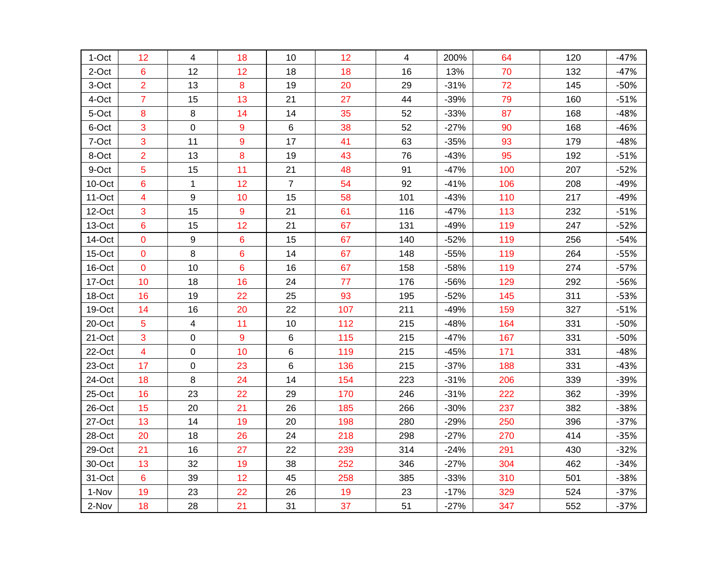| | | | | | | | | | | |
|---|---|---|---|---|---|---|---|---|---|---|
| 1-Oct | 12 | 4 | 18 | 10 | 12 | 4 | 200% | 64 | 120 | -47% |
| 2-Oct | 6 | 12 | 12 | 18 | 18 | 16 | 13% | 70 | 132 | -47% |
| 3-Oct | 2 | 13 | 8 | 19 | 20 | 29 | -31% | 72 | 145 | -50% |
| 4-Oct | 7 | 15 | 13 | 21 | 27 | 44 | -39% | 79 | 160 | -51% |
| 5-Oct | 8 | 8 | 14 | 14 | 35 | 52 | -33% | 87 | 168 | -48% |
| 6-Oct | 3 | 0 | 9 | 6 | 38 | 52 | -27% | 90 | 168 | -46% |
| 7-Oct | 3 | 11 | 9 | 17 | 41 | 63 | -35% | 93 | 179 | -48% |
| 8-Oct | 2 | 13 | 8 | 19 | 43 | 76 | -43% | 95 | 192 | -51% |
| 9-Oct | 5 | 15 | 11 | 21 | 48 | 91 | -47% | 100 | 207 | -52% |
| 10-Oct | 6 | 1 | 12 | 7 | 54 | 92 | -41% | 106 | 208 | -49% |
| 11-Oct | 4 | 9 | 10 | 15 | 58 | 101 | -43% | 110 | 217 | -49% |
| 12-Oct | 3 | 15 | 9 | 21 | 61 | 116 | -47% | 113 | 232 | -51% |
| 13-Oct | 6 | 15 | 12 | 21 | 67 | 131 | -49% | 119 | 247 | -52% |
| 14-Oct | 0 | 9 | 6 | 15 | 67 | 140 | -52% | 119 | 256 | -54% |
| 15-Oct | 0 | 8 | 6 | 14 | 67 | 148 | -55% | 119 | 264 | -55% |
| 16-Oct | 0 | 10 | 6 | 16 | 67 | 158 | -58% | 119 | 274 | -57% |
| 17-Oct | 10 | 18 | 16 | 24 | 77 | 176 | -56% | 129 | 292 | -56% |
| 18-Oct | 16 | 19 | 22 | 25 | 93 | 195 | -52% | 145 | 311 | -53% |
| 19-Oct | 14 | 16 | 20 | 22 | 107 | 211 | -49% | 159 | 327 | -51% |
| 20-Oct | 5 | 4 | 11 | 10 | 112 | 215 | -48% | 164 | 331 | -50% |
| 21-Oct | 3 | 0 | 9 | 6 | 115 | 215 | -47% | 167 | 331 | -50% |
| 22-Oct | 4 | 0 | 10 | 6 | 119 | 215 | -45% | 171 | 331 | -48% |
| 23-Oct | 17 | 0 | 23 | 6 | 136 | 215 | -37% | 188 | 331 | -43% |
| 24-Oct | 18 | 8 | 24 | 14 | 154 | 223 | -31% | 206 | 339 | -39% |
| 25-Oct | 16 | 23 | 22 | 29 | 170 | 246 | -31% | 222 | 362 | -39% |
| 26-Oct | 15 | 20 | 21 | 26 | 185 | 266 | -30% | 237 | 382 | -38% |
| 27-Oct | 13 | 14 | 19 | 20 | 198 | 280 | -29% | 250 | 396 | -37% |
| 28-Oct | 20 | 18 | 26 | 24 | 218 | 298 | -27% | 270 | 414 | -35% |
| 29-Oct | 21 | 16 | 27 | 22 | 239 | 314 | -24% | 291 | 430 | -32% |
| 30-Oct | 13 | 32 | 19 | 38 | 252 | 346 | -27% | 304 | 462 | -34% |
| 31-Oct | 6 | 39 | 12 | 45 | 258 | 385 | -33% | 310 | 501 | -38% |
| 1-Nov | 19 | 23 | 22 | 26 | 19 | 23 | -17% | 329 | 524 | -37% |
| 2-Nov | 18 | 28 | 21 | 31 | 37 | 51 | -27% | 347 | 552 | -37% |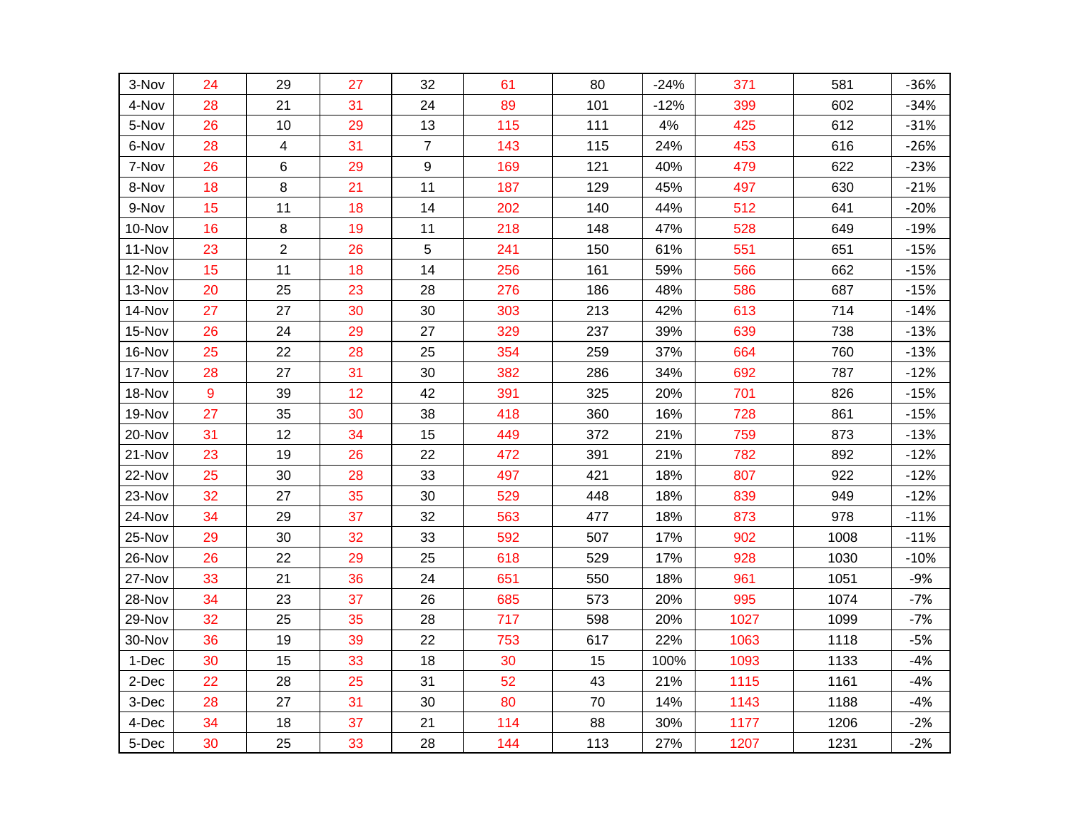| | | | | | | | | | | |
|---|---|---|---|---|---|---|---|---|---|---|
| 3-Nov | 24 | 29 | 27 | 32 | 61 | 80 | -24% | 371 | 581 | -36% |
| 4-Nov | 28 | 21 | 31 | 24 | 89 | 101 | -12% | 399 | 602 | -34% |
| 5-Nov | 26 | 10 | 29 | 13 | 115 | 111 | 4% | 425 | 612 | -31% |
| 6-Nov | 28 | 4 | 31 | 7 | 143 | 115 | 24% | 453 | 616 | -26% |
| 7-Nov | 26 | 6 | 29 | 9 | 169 | 121 | 40% | 479 | 622 | -23% |
| 8-Nov | 18 | 8 | 21 | 11 | 187 | 129 | 45% | 497 | 630 | -21% |
| 9-Nov | 15 | 11 | 18 | 14 | 202 | 140 | 44% | 512 | 641 | -20% |
| 10-Nov | 16 | 8 | 19 | 11 | 218 | 148 | 47% | 528 | 649 | -19% |
| 11-Nov | 23 | 2 | 26 | 5 | 241 | 150 | 61% | 551 | 651 | -15% |
| 12-Nov | 15 | 11 | 18 | 14 | 256 | 161 | 59% | 566 | 662 | -15% |
| 13-Nov | 20 | 25 | 23 | 28 | 276 | 186 | 48% | 586 | 687 | -15% |
| 14-Nov | 27 | 27 | 30 | 30 | 303 | 213 | 42% | 613 | 714 | -14% |
| 15-Nov | 26 | 24 | 29 | 27 | 329 | 237 | 39% | 639 | 738 | -13% |
| 16-Nov | 25 | 22 | 28 | 25 | 354 | 259 | 37% | 664 | 760 | -13% |
| 17-Nov | 28 | 27 | 31 | 30 | 382 | 286 | 34% | 692 | 787 | -12% |
| 18-Nov | 9 | 39 | 12 | 42 | 391 | 325 | 20% | 701 | 826 | -15% |
| 19-Nov | 27 | 35 | 30 | 38 | 418 | 360 | 16% | 728 | 861 | -15% |
| 20-Nov | 31 | 12 | 34 | 15 | 449 | 372 | 21% | 759 | 873 | -13% |
| 21-Nov | 23 | 19 | 26 | 22 | 472 | 391 | 21% | 782 | 892 | -12% |
| 22-Nov | 25 | 30 | 28 | 33 | 497 | 421 | 18% | 807 | 922 | -12% |
| 23-Nov | 32 | 27 | 35 | 30 | 529 | 448 | 18% | 839 | 949 | -12% |
| 24-Nov | 34 | 29 | 37 | 32 | 563 | 477 | 18% | 873 | 978 | -11% |
| 25-Nov | 29 | 30 | 32 | 33 | 592 | 507 | 17% | 902 | 1008 | -11% |
| 26-Nov | 26 | 22 | 29 | 25 | 618 | 529 | 17% | 928 | 1030 | -10% |
| 27-Nov | 33 | 21 | 36 | 24 | 651 | 550 | 18% | 961 | 1051 | -9% |
| 28-Nov | 34 | 23 | 37 | 26 | 685 | 573 | 20% | 995 | 1074 | -7% |
| 29-Nov | 32 | 25 | 35 | 28 | 717 | 598 | 20% | 1027 | 1099 | -7% |
| 30-Nov | 36 | 19 | 39 | 22 | 753 | 617 | 22% | 1063 | 1118 | -5% |
| 1-Dec | 30 | 15 | 33 | 18 | 30 | 15 | 100% | 1093 | 1133 | -4% |
| 2-Dec | 22 | 28 | 25 | 31 | 52 | 43 | 21% | 1115 | 1161 | -4% |
| 3-Dec | 28 | 27 | 31 | 30 | 80 | 70 | 14% | 1143 | 1188 | -4% |
| 4-Dec | 34 | 18 | 37 | 21 | 114 | 88 | 30% | 1177 | 1206 | -2% |
| 5-Dec | 30 | 25 | 33 | 28 | 144 | 113 | 27% | 1207 | 1231 | -2% |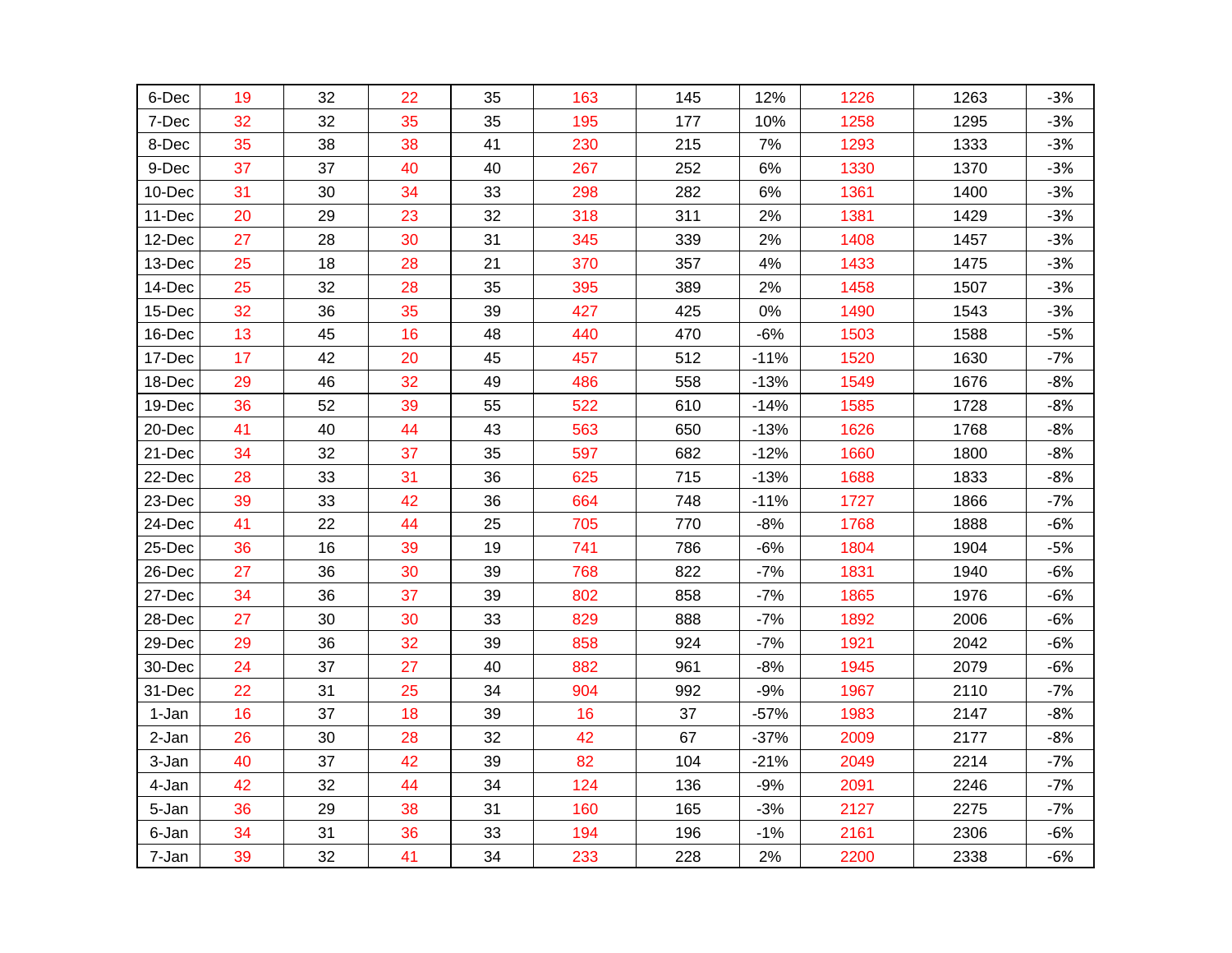| | | | | | | | | | | |
|---|---|---|---|---|---|---|---|---|---|---|
| 6-Dec | 19 | 32 | 22 | 35 | 163 | 145 | 12% | 1226 | 1263 | -3% |
| 7-Dec | 32 | 32 | 35 | 35 | 195 | 177 | 10% | 1258 | 1295 | -3% |
| 8-Dec | 35 | 38 | 38 | 41 | 230 | 215 | 7% | 1293 | 1333 | -3% |
| 9-Dec | 37 | 37 | 40 | 40 | 267 | 252 | 6% | 1330 | 1370 | -3% |
| 10-Dec | 31 | 30 | 34 | 33 | 298 | 282 | 6% | 1361 | 1400 | -3% |
| 11-Dec | 20 | 29 | 23 | 32 | 318 | 311 | 2% | 1381 | 1429 | -3% |
| 12-Dec | 27 | 28 | 30 | 31 | 345 | 339 | 2% | 1408 | 1457 | -3% |
| 13-Dec | 25 | 18 | 28 | 21 | 370 | 357 | 4% | 1433 | 1475 | -3% |
| 14-Dec | 25 | 32 | 28 | 35 | 395 | 389 | 2% | 1458 | 1507 | -3% |
| 15-Dec | 32 | 36 | 35 | 39 | 427 | 425 | 0% | 1490 | 1543 | -3% |
| 16-Dec | 13 | 45 | 16 | 48 | 440 | 470 | -6% | 1503 | 1588 | -5% |
| 17-Dec | 17 | 42 | 20 | 45 | 457 | 512 | -11% | 1520 | 1630 | -7% |
| 18-Dec | 29 | 46 | 32 | 49 | 486 | 558 | -13% | 1549 | 1676 | -8% |
| 19-Dec | 36 | 52 | 39 | 55 | 522 | 610 | -14% | 1585 | 1728 | -8% |
| 20-Dec | 41 | 40 | 44 | 43 | 563 | 650 | -13% | 1626 | 1768 | -8% |
| 21-Dec | 34 | 32 | 37 | 35 | 597 | 682 | -12% | 1660 | 1800 | -8% |
| 22-Dec | 28 | 33 | 31 | 36 | 625 | 715 | -13% | 1688 | 1833 | -8% |
| 23-Dec | 39 | 33 | 42 | 36 | 664 | 748 | -11% | 1727 | 1866 | -7% |
| 24-Dec | 41 | 22 | 44 | 25 | 705 | 770 | -8% | 1768 | 1888 | -6% |
| 25-Dec | 36 | 16 | 39 | 19 | 741 | 786 | -6% | 1804 | 1904 | -5% |
| 26-Dec | 27 | 36 | 30 | 39 | 768 | 822 | -7% | 1831 | 1940 | -6% |
| 27-Dec | 34 | 36 | 37 | 39 | 802 | 858 | -7% | 1865 | 1976 | -6% |
| 28-Dec | 27 | 30 | 30 | 33 | 829 | 888 | -7% | 1892 | 2006 | -6% |
| 29-Dec | 29 | 36 | 32 | 39 | 858 | 924 | -7% | 1921 | 2042 | -6% |
| 30-Dec | 24 | 37 | 27 | 40 | 882 | 961 | -8% | 1945 | 2079 | -6% |
| 31-Dec | 22 | 31 | 25 | 34 | 904 | 992 | -9% | 1967 | 2110 | -7% |
| 1-Jan | 16 | 37 | 18 | 39 | 16 | 37 | -57% | 1983 | 2147 | -8% |
| 2-Jan | 26 | 30 | 28 | 32 | 42 | 67 | -37% | 2009 | 2177 | -8% |
| 3-Jan | 40 | 37 | 42 | 39 | 82 | 104 | -21% | 2049 | 2214 | -7% |
| 4-Jan | 42 | 32 | 44 | 34 | 124 | 136 | -9% | 2091 | 2246 | -7% |
| 5-Jan | 36 | 29 | 38 | 31 | 160 | 165 | -3% | 2127 | 2275 | -7% |
| 6-Jan | 34 | 31 | 36 | 33 | 194 | 196 | -1% | 2161 | 2306 | -6% |
| 7-Jan | 39 | 32 | 41 | 34 | 233 | 228 | 2% | 2200 | 2338 | -6% |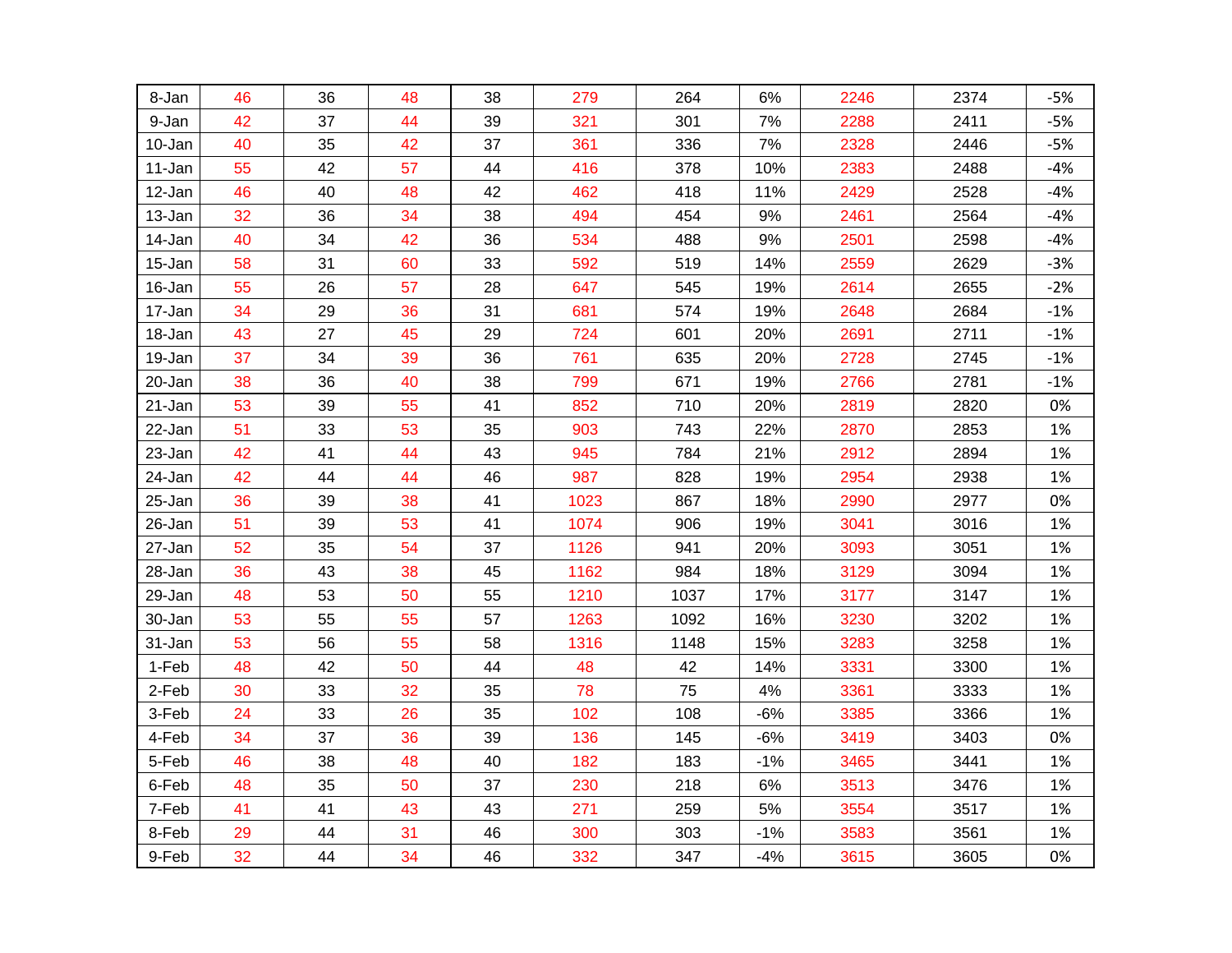| | | | | | | | | | | |
|---|---|---|---|---|---|---|---|---|---|---|
| 8-Jan | 46 | 36 | 48 | 38 | 279 | 264 | 6% | 2246 | 2374 | -5% |
| 9-Jan | 42 | 37 | 44 | 39 | 321 | 301 | 7% | 2288 | 2411 | -5% |
| 10-Jan | 40 | 35 | 42 | 37 | 361 | 336 | 7% | 2328 | 2446 | -5% |
| 11-Jan | 55 | 42 | 57 | 44 | 416 | 378 | 10% | 2383 | 2488 | -4% |
| 12-Jan | 46 | 40 | 48 | 42 | 462 | 418 | 11% | 2429 | 2528 | -4% |
| 13-Jan | 32 | 36 | 34 | 38 | 494 | 454 | 9% | 2461 | 2564 | -4% |
| 14-Jan | 40 | 34 | 42 | 36 | 534 | 488 | 9% | 2501 | 2598 | -4% |
| 15-Jan | 58 | 31 | 60 | 33 | 592 | 519 | 14% | 2559 | 2629 | -3% |
| 16-Jan | 55 | 26 | 57 | 28 | 647 | 545 | 19% | 2614 | 2655 | -2% |
| 17-Jan | 34 | 29 | 36 | 31 | 681 | 574 | 19% | 2648 | 2684 | -1% |
| 18-Jan | 43 | 27 | 45 | 29 | 724 | 601 | 20% | 2691 | 2711 | -1% |
| 19-Jan | 37 | 34 | 39 | 36 | 761 | 635 | 20% | 2728 | 2745 | -1% |
| 20-Jan | 38 | 36 | 40 | 38 | 799 | 671 | 19% | 2766 | 2781 | -1% |
| 21-Jan | 53 | 39 | 55 | 41 | 852 | 710 | 20% | 2819 | 2820 | 0% |
| 22-Jan | 51 | 33 | 53 | 35 | 903 | 743 | 22% | 2870 | 2853 | 1% |
| 23-Jan | 42 | 41 | 44 | 43 | 945 | 784 | 21% | 2912 | 2894 | 1% |
| 24-Jan | 42 | 44 | 44 | 46 | 987 | 828 | 19% | 2954 | 2938 | 1% |
| 25-Jan | 36 | 39 | 38 | 41 | 1023 | 867 | 18% | 2990 | 2977 | 0% |
| 26-Jan | 51 | 39 | 53 | 41 | 1074 | 906 | 19% | 3041 | 3016 | 1% |
| 27-Jan | 52 | 35 | 54 | 37 | 1126 | 941 | 20% | 3093 | 3051 | 1% |
| 28-Jan | 36 | 43 | 38 | 45 | 1162 | 984 | 18% | 3129 | 3094 | 1% |
| 29-Jan | 48 | 53 | 50 | 55 | 1210 | 1037 | 17% | 3177 | 3147 | 1% |
| 30-Jan | 53 | 55 | 55 | 57 | 1263 | 1092 | 16% | 3230 | 3202 | 1% |
| 31-Jan | 53 | 56 | 55 | 58 | 1316 | 1148 | 15% | 3283 | 3258 | 1% |
| 1-Feb | 48 | 42 | 50 | 44 | 48 | 42 | 14% | 3331 | 3300 | 1% |
| 2-Feb | 30 | 33 | 32 | 35 | 78 | 75 | 4% | 3361 | 3333 | 1% |
| 3-Feb | 24 | 33 | 26 | 35 | 102 | 108 | -6% | 3385 | 3366 | 1% |
| 4-Feb | 34 | 37 | 36 | 39 | 136 | 145 | -6% | 3419 | 3403 | 0% |
| 5-Feb | 46 | 38 | 48 | 40 | 182 | 183 | -1% | 3465 | 3441 | 1% |
| 6-Feb | 48 | 35 | 50 | 37 | 230 | 218 | 6% | 3513 | 3476 | 1% |
| 7-Feb | 41 | 41 | 43 | 43 | 271 | 259 | 5% | 3554 | 3517 | 1% |
| 8-Feb | 29 | 44 | 31 | 46 | 300 | 303 | -1% | 3583 | 3561 | 1% |
| 9-Feb | 32 | 44 | 34 | 46 | 332 | 347 | -4% | 3615 | 3605 | 0% |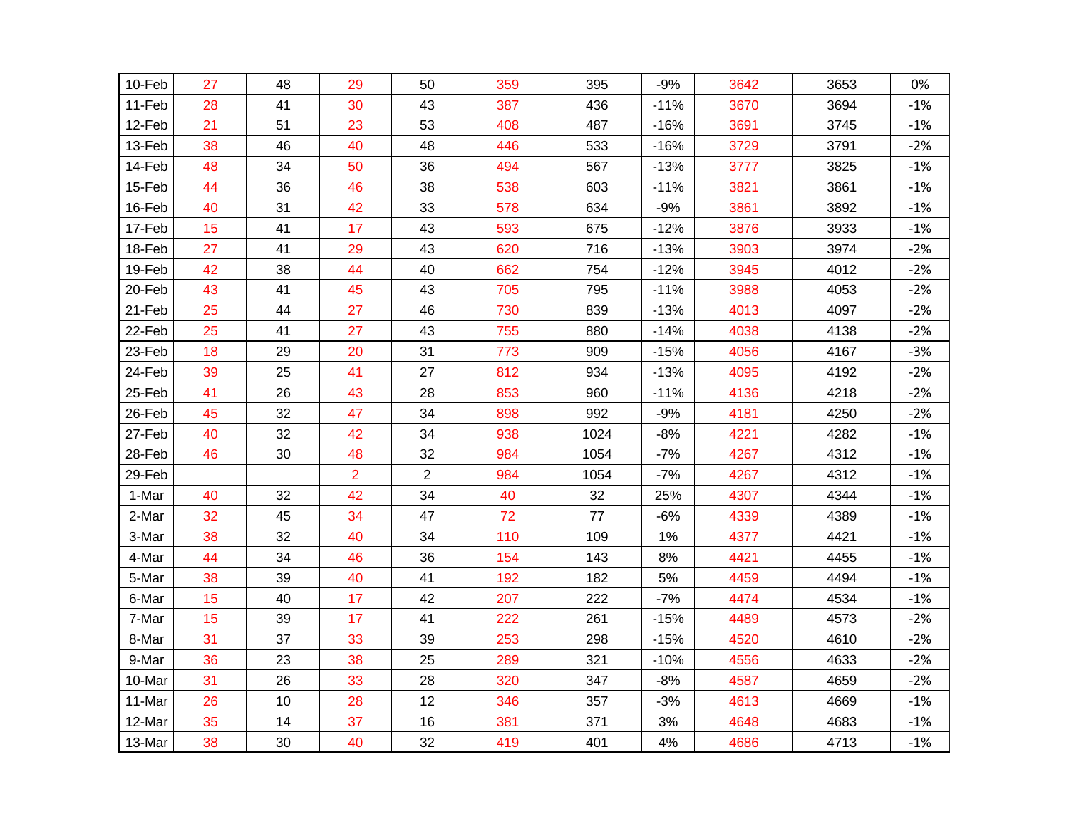| | | | | | | | | | | |
|---|---|---|---|---|---|---|---|---|---|---|
| 10-Feb | 27 | 48 | 29 | 50 | 359 | 395 | -9% | 3642 | 3653 | 0% |
| 11-Feb | 28 | 41 | 30 | 43 | 387 | 436 | -11% | 3670 | 3694 | -1% |
| 12-Feb | 21 | 51 | 23 | 53 | 408 | 487 | -16% | 3691 | 3745 | -1% |
| 13-Feb | 38 | 46 | 40 | 48 | 446 | 533 | -16% | 3729 | 3791 | -2% |
| 14-Feb | 48 | 34 | 50 | 36 | 494 | 567 | -13% | 3777 | 3825 | -1% |
| 15-Feb | 44 | 36 | 46 | 38 | 538 | 603 | -11% | 3821 | 3861 | -1% |
| 16-Feb | 40 | 31 | 42 | 33 | 578 | 634 | -9% | 3861 | 3892 | -1% |
| 17-Feb | 15 | 41 | 17 | 43 | 593 | 675 | -12% | 3876 | 3933 | -1% |
| 18-Feb | 27 | 41 | 29 | 43 | 620 | 716 | -13% | 3903 | 3974 | -2% |
| 19-Feb | 42 | 38 | 44 | 40 | 662 | 754 | -12% | 3945 | 4012 | -2% |
| 20-Feb | 43 | 41 | 45 | 43 | 705 | 795 | -11% | 3988 | 4053 | -2% |
| 21-Feb | 25 | 44 | 27 | 46 | 730 | 839 | -13% | 4013 | 4097 | -2% |
| 22-Feb | 25 | 41 | 27 | 43 | 755 | 880 | -14% | 4038 | 4138 | -2% |
| 23-Feb | 18 | 29 | 20 | 31 | 773 | 909 | -15% | 4056 | 4167 | -3% |
| 24-Feb | 39 | 25 | 41 | 27 | 812 | 934 | -13% | 4095 | 4192 | -2% |
| 25-Feb | 41 | 26 | 43 | 28 | 853 | 960 | -11% | 4136 | 4218 | -2% |
| 26-Feb | 45 | 32 | 47 | 34 | 898 | 992 | -9% | 4181 | 4250 | -2% |
| 27-Feb | 40 | 32 | 42 | 34 | 938 | 1024 | -8% | 4221 | 4282 | -1% |
| 28-Feb | 46 | 30 | 48 | 32 | 984 | 1054 | -7% | 4267 | 4312 | -1% |
| 29-Feb | | | 2 | 2 | 984 | 1054 | -7% | 4267 | 4312 | -1% |
| 1-Mar | 40 | 32 | 42 | 34 | 40 | 32 | 25% | 4307 | 4344 | -1% |
| 2-Mar | 32 | 45 | 34 | 47 | 72 | 77 | -6% | 4339 | 4389 | -1% |
| 3-Mar | 38 | 32 | 40 | 34 | 110 | 109 | 1% | 4377 | 4421 | -1% |
| 4-Mar | 44 | 34 | 46 | 36 | 154 | 143 | 8% | 4421 | 4455 | -1% |
| 5-Mar | 38 | 39 | 40 | 41 | 192 | 182 | 5% | 4459 | 4494 | -1% |
| 6-Mar | 15 | 40 | 17 | 42 | 207 | 222 | -7% | 4474 | 4534 | -1% |
| 7-Mar | 15 | 39 | 17 | 41 | 222 | 261 | -15% | 4489 | 4573 | -2% |
| 8-Mar | 31 | 37 | 33 | 39 | 253 | 298 | -15% | 4520 | 4610 | -2% |
| 9-Mar | 36 | 23 | 38 | 25 | 289 | 321 | -10% | 4556 | 4633 | -2% |
| 10-Mar | 31 | 26 | 33 | 28 | 320 | 347 | -8% | 4587 | 4659 | -2% |
| 11-Mar | 26 | 10 | 28 | 12 | 346 | 357 | -3% | 4613 | 4669 | -1% |
| 12-Mar | 35 | 14 | 37 | 16 | 381 | 371 | 3% | 4648 | 4683 | -1% |
| 13-Mar | 38 | 30 | 40 | 32 | 419 | 401 | 4% | 4686 | 4713 | -1% |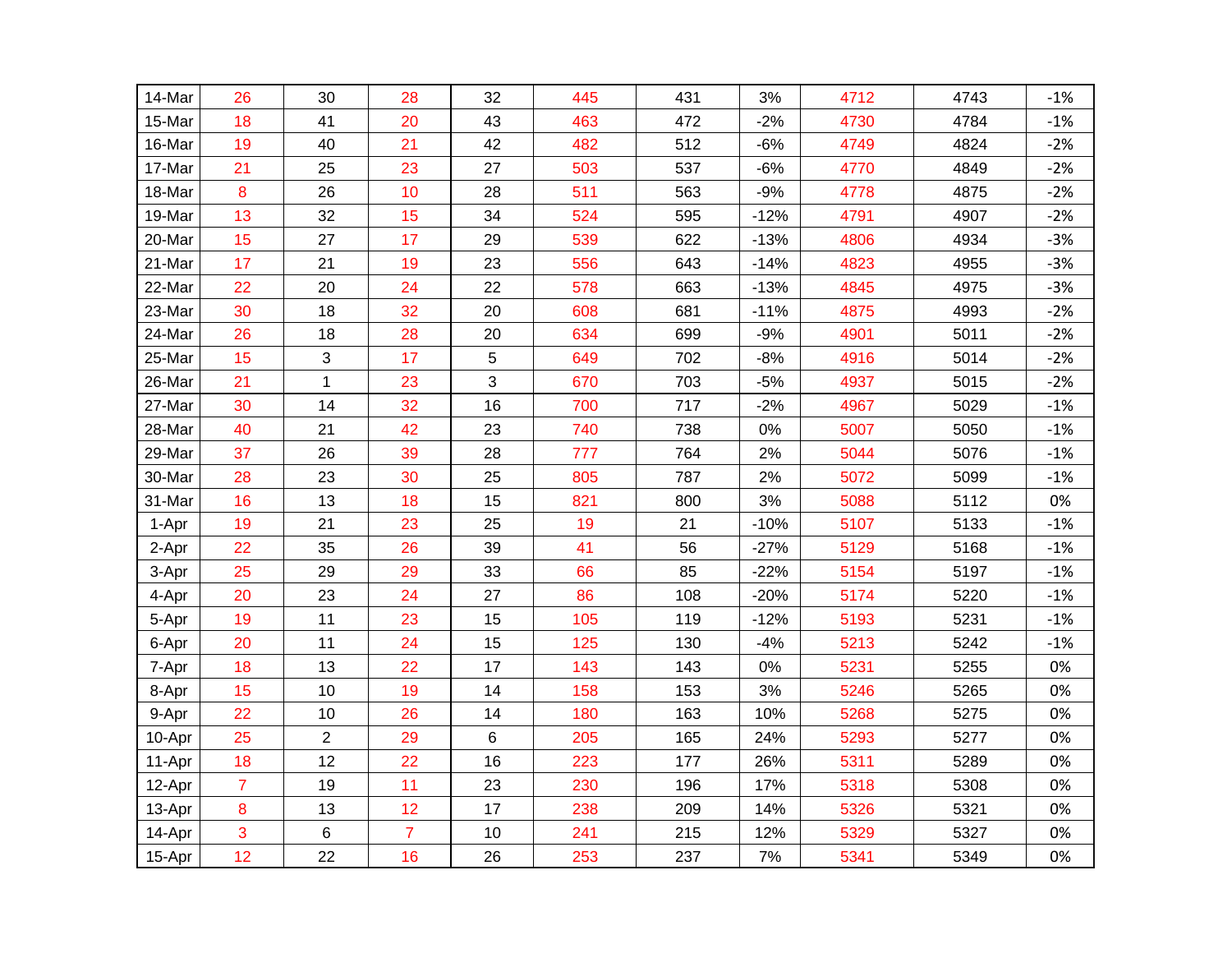| | | | | | | | | | | |
|---|---|---|---|---|---|---|---|---|---|---|
| 14-Mar | 26 | 30 | 28 | 32 | 445 | 431 | 3% | 4712 | 4743 | -1% |
| 15-Mar | 18 | 41 | 20 | 43 | 463 | 472 | -2% | 4730 | 4784 | -1% |
| 16-Mar | 19 | 40 | 21 | 42 | 482 | 512 | -6% | 4749 | 4824 | -2% |
| 17-Mar | 21 | 25 | 23 | 27 | 503 | 537 | -6% | 4770 | 4849 | -2% |
| 18-Mar | 8 | 26 | 10 | 28 | 511 | 563 | -9% | 4778 | 4875 | -2% |
| 19-Mar | 13 | 32 | 15 | 34 | 524 | 595 | -12% | 4791 | 4907 | -2% |
| 20-Mar | 15 | 27 | 17 | 29 | 539 | 622 | -13% | 4806 | 4934 | -3% |
| 21-Mar | 17 | 21 | 19 | 23 | 556 | 643 | -14% | 4823 | 4955 | -3% |
| 22-Mar | 22 | 20 | 24 | 22 | 578 | 663 | -13% | 4845 | 4975 | -3% |
| 23-Mar | 30 | 18 | 32 | 20 | 608 | 681 | -11% | 4875 | 4993 | -2% |
| 24-Mar | 26 | 18 | 28 | 20 | 634 | 699 | -9% | 4901 | 5011 | -2% |
| 25-Mar | 15 | 3 | 17 | 5 | 649 | 702 | -8% | 4916 | 5014 | -2% |
| 26-Mar | 21 | 1 | 23 | 3 | 670 | 703 | -5% | 4937 | 5015 | -2% |
| 27-Mar | 30 | 14 | 32 | 16 | 700 | 717 | -2% | 4967 | 5029 | -1% |
| 28-Mar | 40 | 21 | 42 | 23 | 740 | 738 | 0% | 5007 | 5050 | -1% |
| 29-Mar | 37 | 26 | 39 | 28 | 777 | 764 | 2% | 5044 | 5076 | -1% |
| 30-Mar | 28 | 23 | 30 | 25 | 805 | 787 | 2% | 5072 | 5099 | -1% |
| 31-Mar | 16 | 13 | 18 | 15 | 821 | 800 | 3% | 5088 | 5112 | 0% |
| 1-Apr | 19 | 21 | 23 | 25 | 19 | 21 | -10% | 5107 | 5133 | -1% |
| 2-Apr | 22 | 35 | 26 | 39 | 41 | 56 | -27% | 5129 | 5168 | -1% |
| 3-Apr | 25 | 29 | 29 | 33 | 66 | 85 | -22% | 5154 | 5197 | -1% |
| 4-Apr | 20 | 23 | 24 | 27 | 86 | 108 | -20% | 5174 | 5220 | -1% |
| 5-Apr | 19 | 11 | 23 | 15 | 105 | 119 | -12% | 5193 | 5231 | -1% |
| 6-Apr | 20 | 11 | 24 | 15 | 125 | 130 | -4% | 5213 | 5242 | -1% |
| 7-Apr | 18 | 13 | 22 | 17 | 143 | 143 | 0% | 5231 | 5255 | 0% |
| 8-Apr | 15 | 10 | 19 | 14 | 158 | 153 | 3% | 5246 | 5265 | 0% |
| 9-Apr | 22 | 10 | 26 | 14 | 180 | 163 | 10% | 5268 | 5275 | 0% |
| 10-Apr | 25 | 2 | 29 | 6 | 205 | 165 | 24% | 5293 | 5277 | 0% |
| 11-Apr | 18 | 12 | 22 | 16 | 223 | 177 | 26% | 5311 | 5289 | 0% |
| 12-Apr | 7 | 19 | 11 | 23 | 230 | 196 | 17% | 5318 | 5308 | 0% |
| 13-Apr | 8 | 13 | 12 | 17 | 238 | 209 | 14% | 5326 | 5321 | 0% |
| 14-Apr | 3 | 6 | 7 | 10 | 241 | 215 | 12% | 5329 | 5327 | 0% |
| 15-Apr | 12 | 22 | 16 | 26 | 253 | 237 | 7% | 5341 | 5349 | 0% |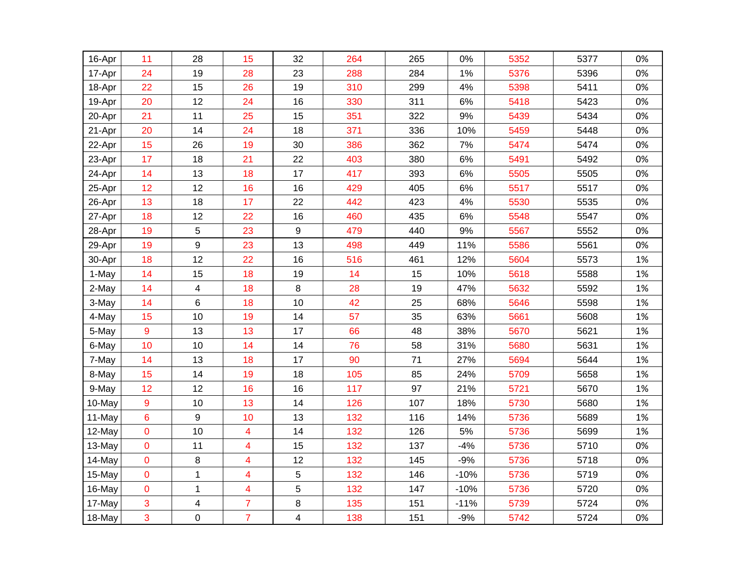| | | | | | | | | | | |
|---|---|---|---|---|---|---|---|---|---|---|
| 16-Apr | 11 | 28 | 15 | 32 | 264 | 265 | 0% | 5352 | 5377 | 0% |
| 17-Apr | 24 | 19 | 28 | 23 | 288 | 284 | 1% | 5376 | 5396 | 0% |
| 18-Apr | 22 | 15 | 26 | 19 | 310 | 299 | 4% | 5398 | 5411 | 0% |
| 19-Apr | 20 | 12 | 24 | 16 | 330 | 311 | 6% | 5418 | 5423 | 0% |
| 20-Apr | 21 | 11 | 25 | 15 | 351 | 322 | 9% | 5439 | 5434 | 0% |
| 21-Apr | 20 | 14 | 24 | 18 | 371 | 336 | 10% | 5459 | 5448 | 0% |
| 22-Apr | 15 | 26 | 19 | 30 | 386 | 362 | 7% | 5474 | 5474 | 0% |
| 23-Apr | 17 | 18 | 21 | 22 | 403 | 380 | 6% | 5491 | 5492 | 0% |
| 24-Apr | 14 | 13 | 18 | 17 | 417 | 393 | 6% | 5505 | 5505 | 0% |
| 25-Apr | 12 | 12 | 16 | 16 | 429 | 405 | 6% | 5517 | 5517 | 0% |
| 26-Apr | 13 | 18 | 17 | 22 | 442 | 423 | 4% | 5530 | 5535 | 0% |
| 27-Apr | 18 | 12 | 22 | 16 | 460 | 435 | 6% | 5548 | 5547 | 0% |
| 28-Apr | 19 | 5 | 23 | 9 | 479 | 440 | 9% | 5567 | 5552 | 0% |
| 29-Apr | 19 | 9 | 23 | 13 | 498 | 449 | 11% | 5586 | 5561 | 0% |
| 30-Apr | 18 | 12 | 22 | 16 | 516 | 461 | 12% | 5604 | 5573 | 1% |
| 1-May | 14 | 15 | 18 | 19 | 14 | 15 | 10% | 5618 | 5588 | 1% |
| 2-May | 14 | 4 | 18 | 8 | 28 | 19 | 47% | 5632 | 5592 | 1% |
| 3-May | 14 | 6 | 18 | 10 | 42 | 25 | 68% | 5646 | 5598 | 1% |
| 4-May | 15 | 10 | 19 | 14 | 57 | 35 | 63% | 5661 | 5608 | 1% |
| 5-May | 9 | 13 | 13 | 17 | 66 | 48 | 38% | 5670 | 5621 | 1% |
| 6-May | 10 | 10 | 14 | 14 | 76 | 58 | 31% | 5680 | 5631 | 1% |
| 7-May | 14 | 13 | 18 | 17 | 90 | 71 | 27% | 5694 | 5644 | 1% |
| 8-May | 15 | 14 | 19 | 18 | 105 | 85 | 24% | 5709 | 5658 | 1% |
| 9-May | 12 | 12 | 16 | 16 | 117 | 97 | 21% | 5721 | 5670 | 1% |
| 10-May | 9 | 10 | 13 | 14 | 126 | 107 | 18% | 5730 | 5680 | 1% |
| 11-May | 6 | 9 | 10 | 13 | 132 | 116 | 14% | 5736 | 5689 | 1% |
| 12-May | 0 | 10 | 4 | 14 | 132 | 126 | 5% | 5736 | 5699 | 1% |
| 13-May | 0 | 11 | 4 | 15 | 132 | 137 | -4% | 5736 | 5710 | 0% |
| 14-May | 0 | 8 | 4 | 12 | 132 | 145 | -9% | 5736 | 5718 | 0% |
| 15-May | 0 | 1 | 4 | 5 | 132 | 146 | -10% | 5736 | 5719 | 0% |
| 16-May | 0 | 1 | 4 | 5 | 132 | 147 | -10% | 5736 | 5720 | 0% |
| 17-May | 3 | 4 | 7 | 8 | 135 | 151 | -11% | 5739 | 5724 | 0% |
| 18-May | 3 | 0 | 7 | 4 | 138 | 151 | -9% | 5742 | 5724 | 0% |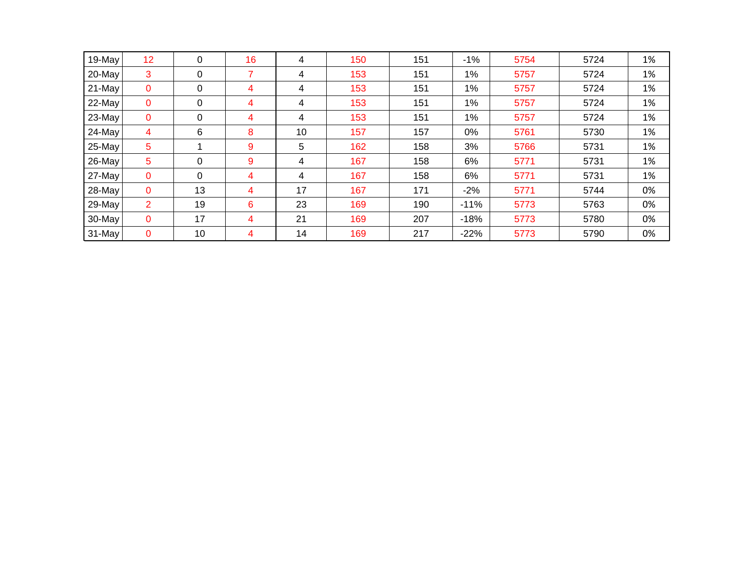| | | | | | | | | | | |
|---|---|---|---|---|---|---|---|---|---|---|
| 19-May | 12 | 0 | 16 | 4 | 150 | 151 | -1% | 5754 | 5724 | 1% |
| 20-May | 3 | 0 | 7 | 4 | 153 | 151 | 1% | 5757 | 5724 | 1% |
| 21-May | 0 | 0 | 4 | 4 | 153 | 151 | 1% | 5757 | 5724 | 1% |
| 22-May | 0 | 0 | 4 | 4 | 153 | 151 | 1% | 5757 | 5724 | 1% |
| 23-May | 0 | 0 | 4 | 4 | 153 | 151 | 1% | 5757 | 5724 | 1% |
| 24-May | 4 | 6 | 8 | 10 | 157 | 157 | 0% | 5761 | 5730 | 1% |
| 25-May | 5 | 1 | 9 | 5 | 162 | 158 | 3% | 5766 | 5731 | 1% |
| 26-May | 5 | 0 | 9 | 4 | 167 | 158 | 6% | 5771 | 5731 | 1% |
| 27-May | 0 | 0 | 4 | 4 | 167 | 158 | 6% | 5771 | 5731 | 1% |
| 28-May | 0 | 13 | 4 | 17 | 167 | 171 | -2% | 5771 | 5744 | 0% |
| 29-May | 2 | 19 | 6 | 23 | 169 | 190 | -11% | 5773 | 5763 | 0% |
| 30-May | 0 | 17 | 4 | 21 | 169 | 207 | -18% | 5773 | 5780 | 0% |
| 31-May | 0 | 10 | 4 | 14 | 169 | 217 | -22% | 5773 | 5790 | 0% |